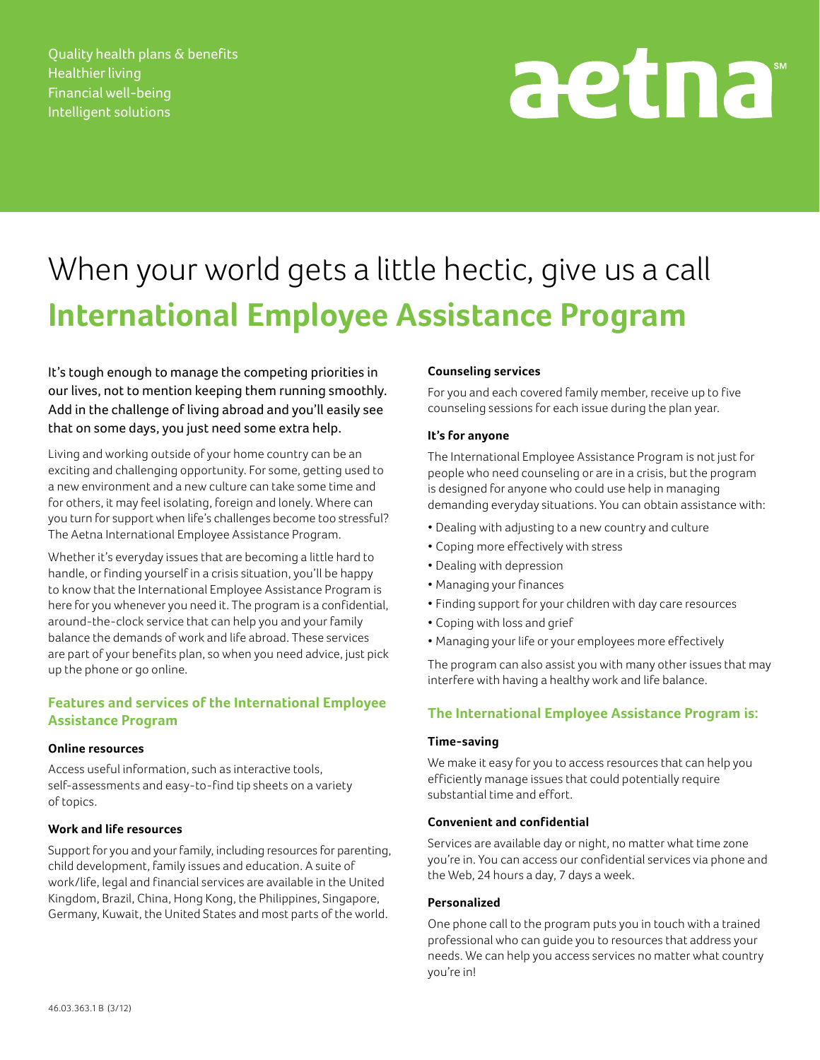Quality health plans & benefits
Healthier living
Financial well-being
Intelligent solutions

aetna℠

# When your world gets a little hectic, give us a call

# International Employee Assistance Program

It's tough enough to manage the competing priorities in our lives, not to mention keeping them running smoothly. Add in the challenge of living abroad and you'll easily see that on some days, you just need some extra help.

Living and working outside of your home country can be an exciting and challenging opportunity. For some, getting used to a new environment and a new culture can take some time and for others, it may feel isolating, foreign and lonely. Where can you turn for support when life's challenges become too stressful? The Aetna International Employee Assistance Program.

Whether it's everyday issues that are becoming a little hard to handle, or finding yourself in a crisis situation, you'll be happy to know that the International Employee Assistance Program is here for you whenever you need it. The program is a confidential, around-the-clock service that can help you and your family balance the demands of work and life abroad. These services are part of your benefits plan, so when you need advice, just pick up the phone or go online.

## Features and services of the International Employee Assistance Program

**Online resources**

Access useful information, such as interactive tools, self-assessments and easy-to-find tip sheets on a variety of topics.

**Work and life resources**

Support for you and your family, including resources for parenting, child development, family issues and education. A suite of work/life, legal and financial services are available in the United Kingdom, Brazil, China, Hong Kong, the Philippines, Singapore, Germany, Kuwait, the United States and most parts of the world.

**Counseling services**

For you and each covered family member, receive up to five counseling sessions for each issue during the plan year.

**It's for anyone**

The International Employee Assistance Program is not just for people who need counseling or are in a crisis, but the program is designed for anyone who could use help in managing demanding everyday situations. You can obtain assistance with:

- Dealing with adjusting to a new country and culture
- Coping more effectively with stress
- Dealing with depression
- Managing your finances
- Finding support for your children with day care resources
- Coping with loss and grief
- Managing your life or your employees more effectively

The program can also assist you with many other issues that may interfere with having a healthy work and life balance.

## The International Employee Assistance Program is:

**Time-saving**

We make it easy for you to access resources that can help you efficiently manage issues that could potentially require substantial time and effort.

**Convenient and confidential**

Services are available day or night, no matter what time zone you're in. You can access our confidential services via phone and the Web, 24 hours a day, 7 days a week.

**Personalized**

One phone call to the program puts you in touch with a trained professional who can guide you to resources that address your needs. We can help you access services no matter what country you're in!

46.03.363.1 B (3/12)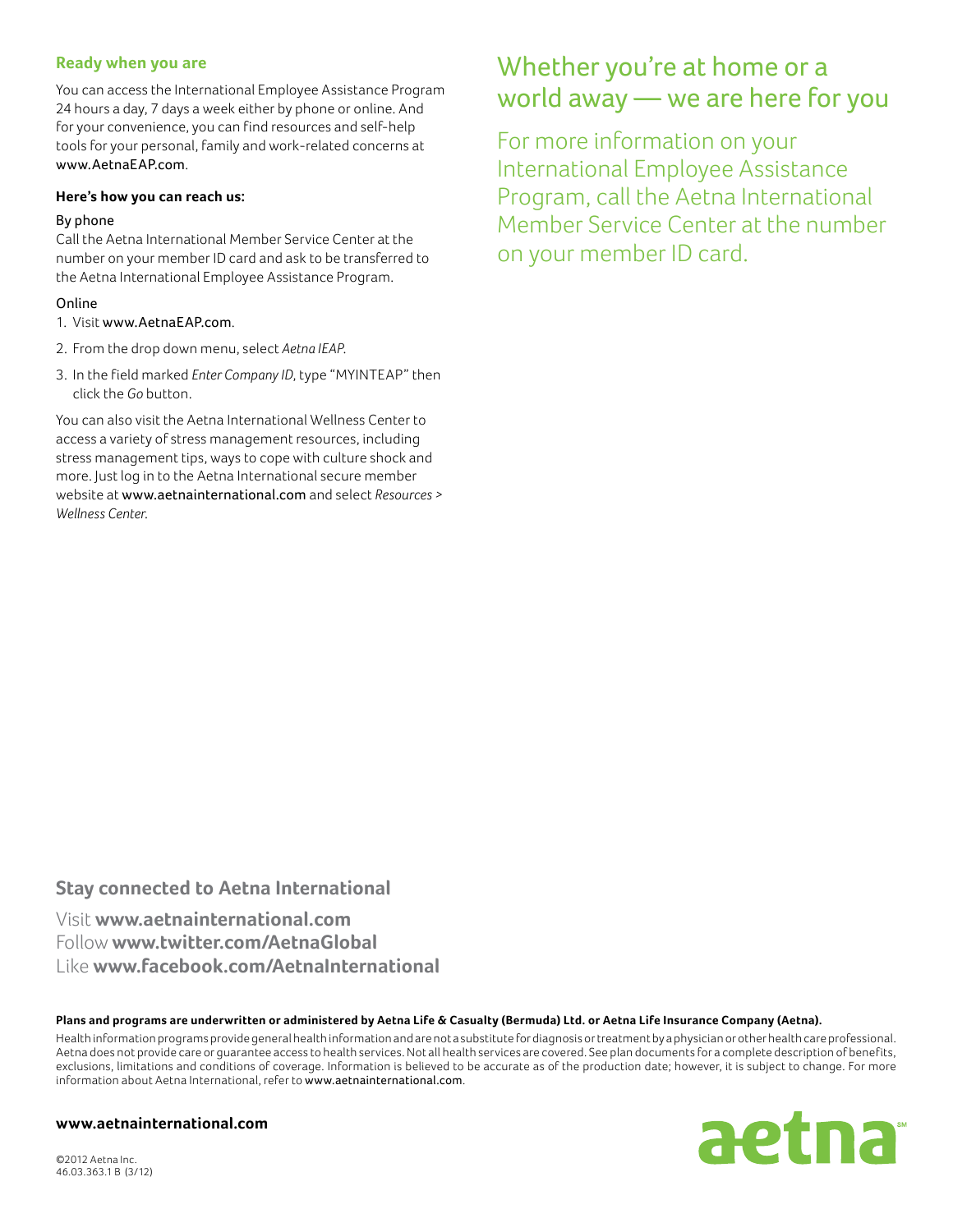## Ready when you are

You can access the International Employee Assistance Program 24 hours a day, 7 days a week either by phone or online. And for your convenience, you can find resources and self-help tools for your personal, family and work-related concerns at www.AetnaEAP.com.

**Here's how you can reach us:**

By phone

Call the Aetna International Member Service Center at the number on your member ID card and ask to be transferred to the Aetna International Employee Assistance Program.

Online

1. Visit www.AetnaEAP.com.
2. From the drop down menu, select *Aetna IEAP*.
3. In the field marked *Enter Company ID*, type "MYINTEAP" then click the *Go* button.

You can also visit the Aetna International Wellness Center to access a variety of stress management resources, including stress management tips, ways to cope with culture shock and more. Just log in to the Aetna International secure member website at www.aetnainternational.com and select *Resources > Wellness Center*.

## Whether you're at home or a world away — we are here for you

For more information on your International Employee Assistance Program, call the Aetna International Member Service Center at the number on your member ID card.

## Stay connected to Aetna International

Visit **www.aetnainternational.com**
Follow **www.twitter.com/AetnaGlobal**
Like **www.facebook.com/AetnaInternational**

**Plans and programs are underwritten or administered by Aetna Life & Casualty (Bermuda) Ltd. or Aetna Life Insurance Company (Aetna).**

Health information programs provide general health information and are not a substitute for diagnosis or treatment by a physician or other health care professional. Aetna does not provide care or guarantee access to health services. Not all health services are covered. See plan documents for a complete description of benefits, exclusions, limitations and conditions of coverage. Information is believed to be accurate as of the production date; however, it is subject to change. For more information about Aetna International, refer to www.aetnainternational.com.

**www.aetnainternational.com**

aetna℠

©2012 Aetna Inc.
46.03.363.1 B (3/12)